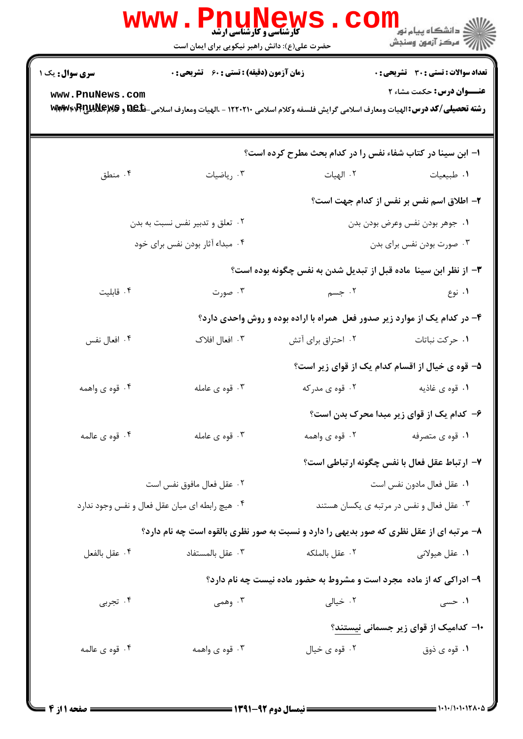**سری سوال:** یک ۱

**زمان آزمون (دقیقه) : تستی : ۶۰ تشریحی : ۰**

**تعداد سوالات : تستی : ۳۰ تشریحی : ۰**

**عنـــوان درس:** حکمت مشاء ۲

**رشته تحصیلی/کد درس:** الهیات ومعارف اسلامی گرایش فلسفه وکلام اسلامی ۱۲۲۰۲۱۰ - ،الهیات ومعارف اسلامی-فلسفه و کلام اسلامی۱۲۲۰۴۳۴

**۱- ابن سینا در کتاب شفاء نفس را در کدام بحث مطرح کرده است؟**

۱. طبیعیات
۲. الهیات
۳. ریاضیات
۴. منطق

**۲- اطلاق اسم نفس بر نفس از کدام جهت است؟**

۱. جوهر بودن نفس وعرض بودن بدن
۲. تعلق و تدبیر نفس نسبت به بدن
۳. صورت بودن نفس برای بدن
۴. مبداء آثار بودن نفس برای خود

**۳- از نظر ابن سینا ماده قبل از تبدیل شدن به نفس چگونه بوده است؟**

۱. نوع
۲. جسم
۳. صورت
۴. قابلیت

**۴- در کدام یک از موارد زیر صدور فعل همراه با اراده بوده و روش واحدی دارد؟**

۱. حرکت نباتات
۲. احتراق برای آتش
۳. افعال افلاک
۴. افعال نفس

**۵- قوه ی خیال از اقسام کدام یک از قوای زیر است؟**

۱. قوه ی غاذیه
۲. قوه ی مدرکه
۳. قوه ی عامله
۴. قوه ی واهمه

**۶- کدام یک از قوای زیر مبدا محرک بدن است؟**

۱. قوه ی متصرفه
۲. قوه ی واهمه
۳. قوه ی عامله
۴. قوه ی عالمه

**۷- ارتباط عقل فعال با نفس چگونه ارتباطی است؟**

۱. عقل فعال مادون نفس است
۲. عقل فعال مافوق نفس است
۳. عقل فعال و نفس در مرتبه ی یکسان هستند
۴. هیچ رابطه ای میان عقل فعال و نفس وجود ندارد

**۸- مرتبه ای از عقل نظری که صور بدیهی را دارد و نسبت به صور نظری بالقوه است چه نام دارد؟**

۱. عقل هیولانی
۲. عقل بالملکه
۳. عقل بالمستفاد
۴. عقل بالفعل

**۹- ادراکی که از ماده مجرد است و مشروط به حضور ماده نیست چه نام دارد؟**

۱. حسی
۲. خیالی
۳. وهمی
۴. تجربی

**۱۰- کدامیک از قوای زیر جسمانی نیستند؟**

۱. قوه ی ذوق
۲. قوه ی خیال
۳. قوه ی واهمه
۴. قوه ی عالمه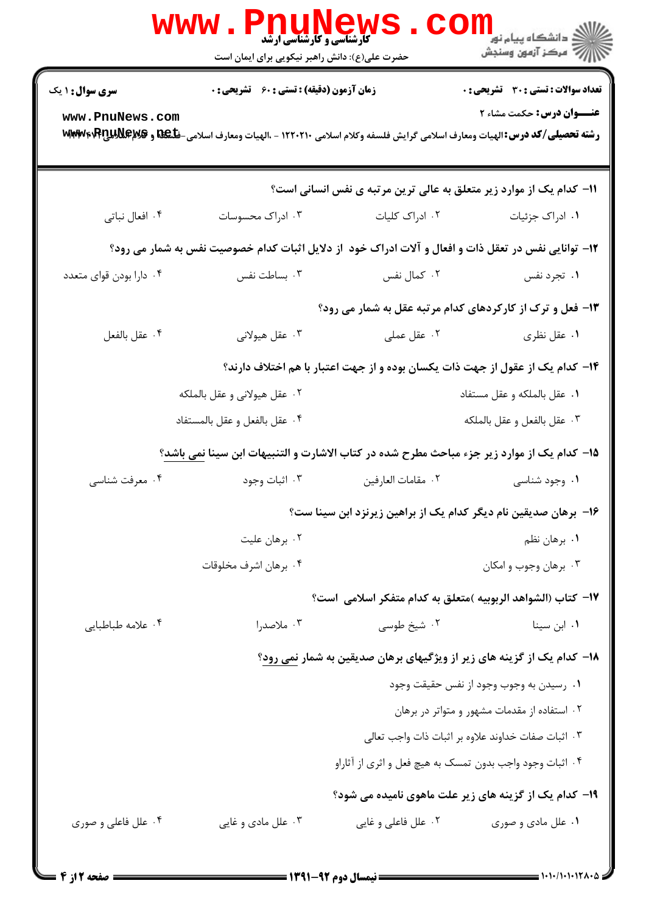سری سوال: ۱ یک | زمان آزمون (دقیقه) : تستی : ۶۰ تشریحی : ۰ | تعداد سوالات : تستی : ۳۰ تشریحی : ۰

**عنـــوان درس:** حکمت مشاء ۲

**رشته تحصیلی/کد درس:** الهیات ومعارف اسلامی گرایش فلسفه وکلام اسلامی ۱۲۲۰۲۱۰ - ،الهیات ومعارف اسلامی -فلسفه و کلام اسلامی

۱۱- کدام یک از موارد زیر متعلق به عالی ترین مرتبه ی نفس انسانی است؟

۱. ادراک جزئیات
۲. ادراک کلیات
۳. ادراک محسوسات
۴. افعال نباتی

۱۲- توانایی نفس در تعقل ذات و افعال و آلات ادراک خود از دلایل اثبات کدام خصوصیت نفس به شمار می رود؟

۱. تجرد نفس
۲. کمال نفس
۳. بساطت نفس
۴. دارا بودن قوای متعدد

۱۳- فعل و ترک از کارکردهای کدام مرتبه عقل به شمار می رود؟

۱. عقل نظری
۲. عقل عملی
۳. عقل هیولانی
۴. عقل بالفعل

۱۴- کدام یک از عقول از جهت ذات یکسان بوده و از جهت اعتبار با هم اختلاف دارند؟

۱. عقل بالملکه و عقل مستفاد
۲. عقل هیولانی و عقل بالملکه
۳. عقل بالفعل و عقل بالملکه
۴. عقل بالفعل و عقل بالمستفاد

۱۵- کدام یک از موارد زیر جزء مباحث مطرح شده در کتاب الاشارت و التنبیهات ابن سینا نمی باشد؟

۱. وجود شناسی
۲. مقامات العارفین
۳. اثبات وجود
۴. معرفت شناسی

۱۶- برهان صدیقین نام دیگر کدام یک از براهین زیرنزد ابن سینا ست؟

۱. برهان نظم
۲. برهان علیت
۳. برهان وجوب و امکان
۴. برهان اشرف مخلوقات

۱۷- کتاب (الشواهد الربوبیه )متعلق به کدام متفکر اسلامی است؟

۱. ابن سینا
۲. شیخ طوسی
۳. ملاصدرا
۴. علامه طباطبایی

۱۸- کدام یک از گزینه های زیر از ویژگیهای برهان صدیقین به شمار نمی رود؟

۱. رسیدن به وجوب وجود از نفس حقیقت وجود
۲. استفاده از مقدمات مشهور و متواتر در برهان
۳. اثبات صفات خداوند علاوه بر اثبات ذات واجب تعالی
۴. اثبات وجود واجب بدون تمسک به هیچ فعل و اثری از آثاراو

۱۹- کدام یک از گزینه های زیر علت ماهوی نامیده می شود؟

۱. علل مادی و صوری
۲. علل فاعلی و غایی
۳. علل مادی و غایی
۴. علل فاعلی و صوری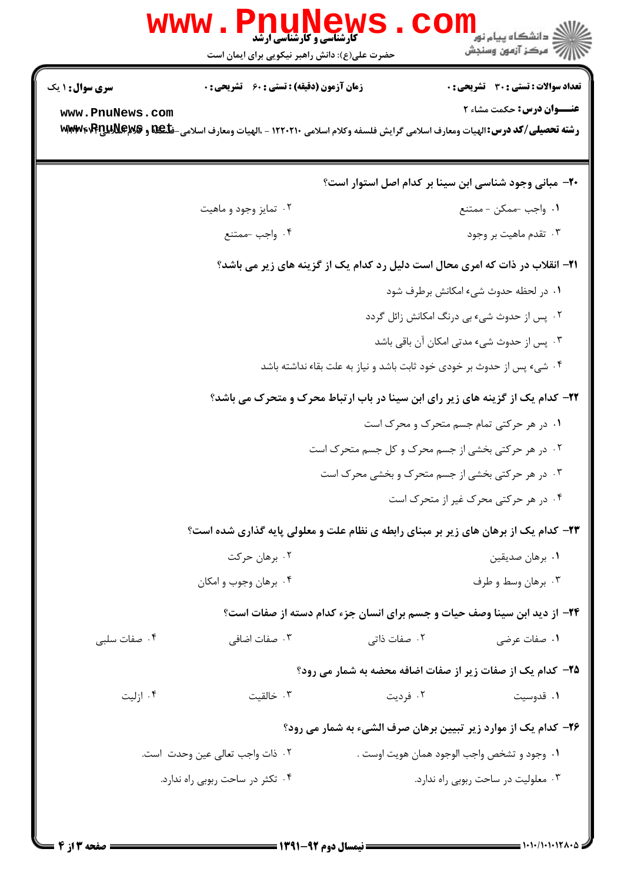**سری سوال:** ۱ یک

**زمان آزمون (دقیقه) : تستی : ۶۰ تشریحی : ۰**

**تعداد سوالات : تستی : ۳۰ تشریحی : ۰**

**عنـــوان درس:** حکمت مشاء ۲

**رشته تحصیلی/کد درس:** الهیات ومعارف اسلامی گرایش فلسفه وکلام اسلامی ۱۲۲۰۲۱۰ - ،الهیات ومعارف اسلامی-فلسفه و کلام اسلامی۱۲۲۰۴۱۲

**۲۰- مبانی وجود شناسی ابن سینا بر کدام اصل استوار است؟**

۱. واجب -ممکن - ممتنع

۲. تمایز وجود و ماهیت

۳. تقدم ماهیت بر وجود

۴. واجب -ممتنع

**۲۱- انقلاب در ذات که امری محال است دلیل رد کدام یک از گزینه های زیر می باشد؟**

۱. در لحظه حدوث شیء امکانش برطرف شود

۲. پس از حدوث شیء بی درنگ امکانش زائل گردد

۳. پس از حدوث شیء مدتی امکان آن باقی باشد

۴. شیء پس از حدوث بر خودی خود ثابت باشد و نیاز به علت بقاء نداشته باشد

**۲۲- کدام یک از گزینه های زیر رای ابن سینا در باب ارتباط محرک و متحرک می باشد؟**

۱. در هر حرکتی تمام جسم متحرک و محرک است

۲. در هر حرکتی بخشی از جسم محرک و کل جسم متحرک است

۳. در هر حرکتی بخشی از جسم متحرک و بخشی محرک است

۴. در هر حرکتی محرک غیر از متحرک است

**۲۳- کدام یک از برهان های زیر بر مبنای رابطه ی نظام علت و معلولی پایه گذاری شده است؟**

۱. برهان صدیقین

۲. برهان حرکت

۳. برهان وسط و طرف

۴. برهان وجوب و امکان

**۲۴- از دید ابن سینا وصف حیات و جسم برای انسان جزء کدام دسته از صفات است؟**

۱. صفات عرضی

۲. صفات ذاتی

۳. صفات اضافی

۴. صفات سلبی

**۲۵- کدام یک از صفات زیر از صفات اضافه محضه به شمار می رود؟**

۱. قدوسیت

۲. فردیت

۳. خالقیت

۴. ازلیت

**۲۶- کدام یک از موارد زیر تبیین برهان صرف الشیء به شمار می رود؟**

۱. وجود و تشخص واجب الوجود همان هویت اوست .

۲. ذات واجب تعالی عین وحدت است.

۳. معلولیت در ساحت ربوبی راه ندارد.

۴. تکثر در ساحت ربوبی راه ندارد.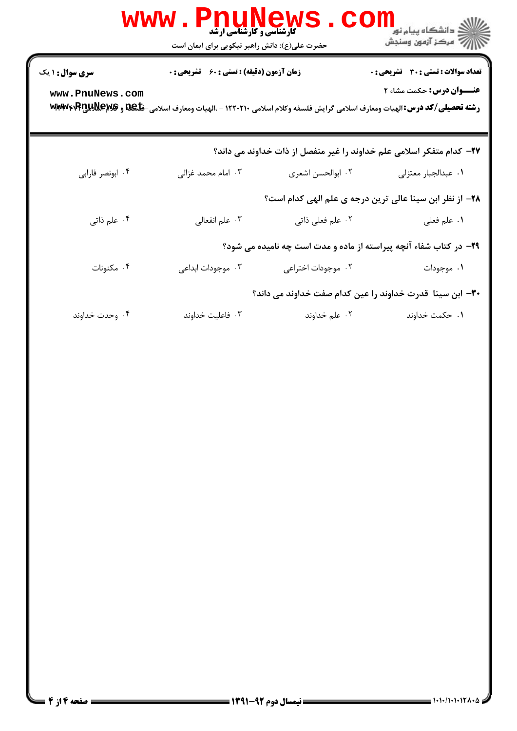سری سؤال: ۱ یک | زمان آزمون (دقیقه) : تستی : ۶۰ تشریحی : ۰ | تعداد سوالات : تستی : ۳۰ تشریحی : ۰

**عنـــوان درس:** حکمت مشاء ۲

**رشته تحصیلی/کد درس:** الهیات ومعارف اسلامی گرایش فلسفه وکلام اسلامی ۱۲۲۰۲۱۰ - ،الهیات ومعارف اسلامی-فلسفه و کلام اسلامی

**۲۷- کدام متفکر اسلامی علم خداوند را غیر منفصل از ذات خداوند می داند؟**

۱. عبدالجبار معتزلی
۲. ابوالحسن اشعری
۳. امام محمد غزالی
۴. ابونصر فارابی

**۲۸- از نظر ابن سینا عالی ترین درجه ی علم الهی کدام است؟**

۱. علم فعلی
۲. علم فعلی ذاتی
۳. علم انفعالی
۴. علم ذاتی

**۲۹- در کتاب شفاء آنچه پیراسته از ماده و مدت است چه نامیده می شود؟**

۱. موجودات
۲. موجودات اختراعی
۳. موجودات ابداعی
۴. مکنونات

**۳۰- ابن سینا قدرت خداوند را عین کدام صفت خداوند می داند؟**

۱. حکمت خداوند
۲. علم خداوند
۳. فاعلیت خداوند
۴. وحدت خداوند